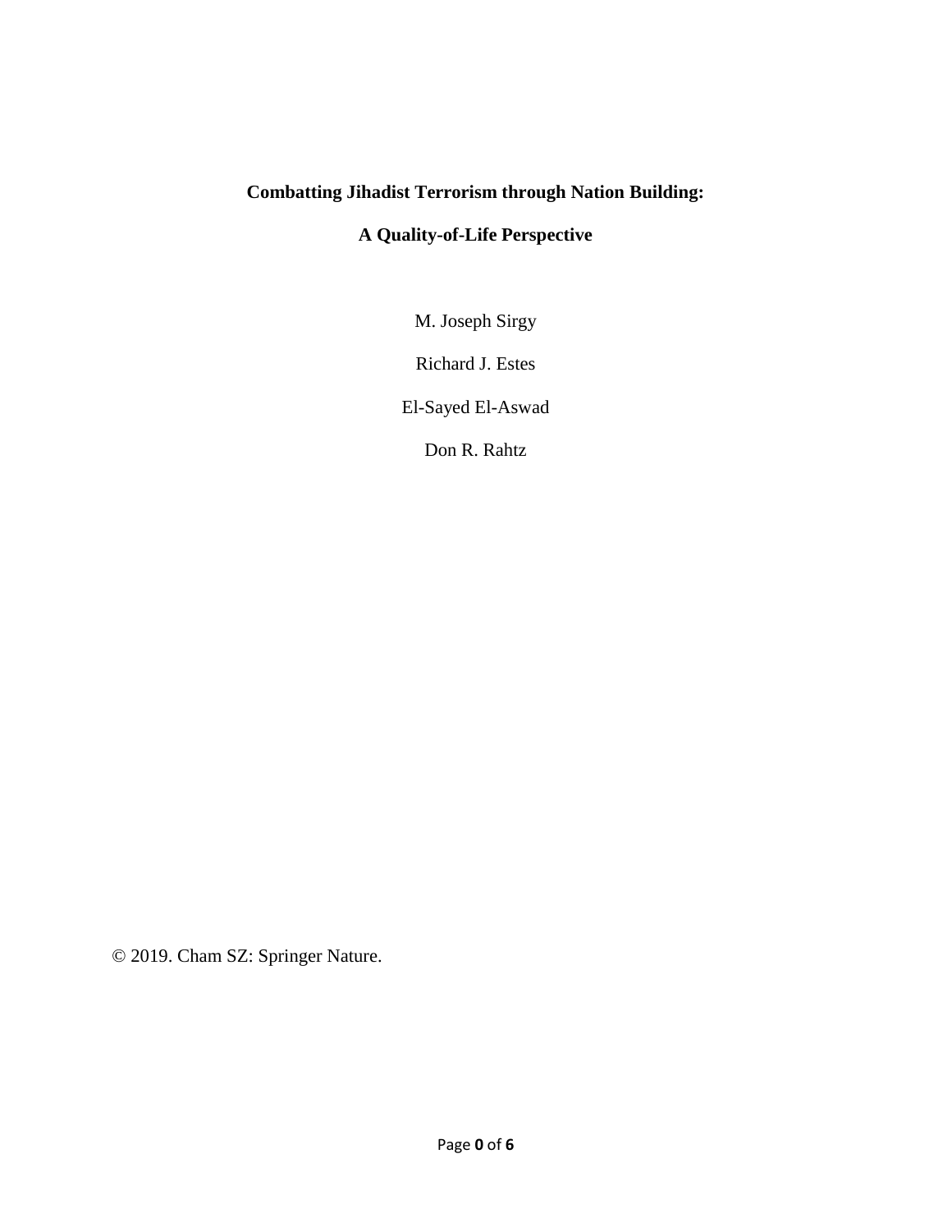# Combatting Jihadist Terrorism through Nation Building:

## A Quality-of-Life Perspective

M. Joseph Sirgy

Richard J. Estes

El-Sayed El-Aswad

Don R. Rahtz

© 2019. Cham SZ: Springer Nature.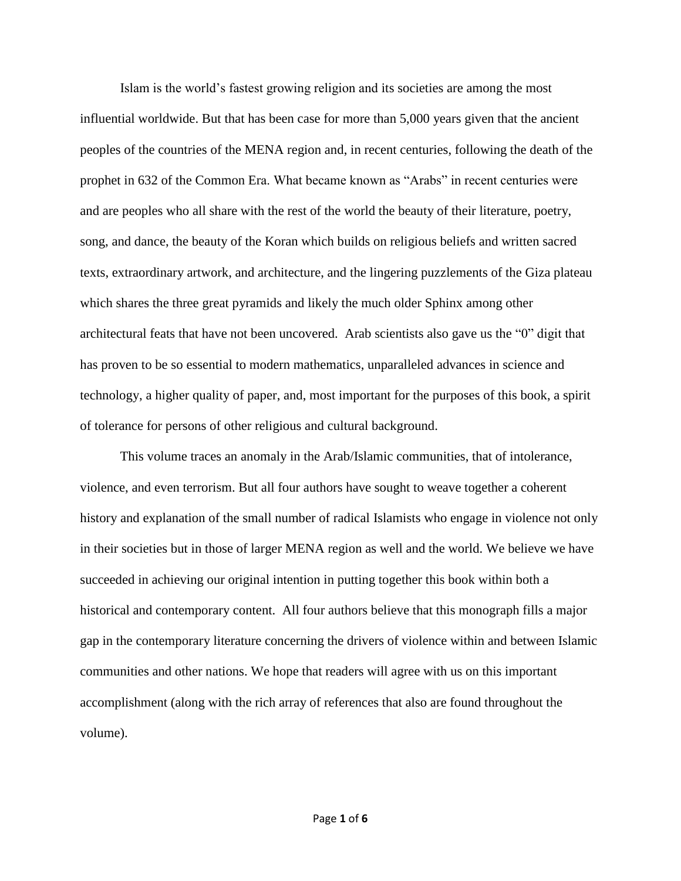Islam is the world's fastest growing religion and its societies are among the most influential worldwide. But that has been case for more than 5,000 years given that the ancient peoples of the countries of the MENA region and, in recent centuries, following the death of the prophet in 632 of the Common Era. What became known as "Arabs" in recent centuries were and are peoples who all share with the rest of the world the beauty of their literature, poetry, song, and dance, the beauty of the Koran which builds on religious beliefs and written sacred texts, extraordinary artwork, and architecture, and the lingering puzzlements of the Giza plateau which shares the three great pyramids and likely the much older Sphinx among other architectural feats that have not been uncovered. Arab scientists also gave us the "0" digit that has proven to be so essential to modern mathematics, unparalleled advances in science and technology, a higher quality of paper, and, most important for the purposes of this book, a spirit of tolerance for persons of other religious and cultural background.

This volume traces an anomaly in the Arab/Islamic communities, that of intolerance, violence, and even terrorism. But all four authors have sought to weave together a coherent history and explanation of the small number of radical Islamists who engage in violence not only in their societies but in those of larger MENA region as well and the world. We believe we have succeeded in achieving our original intention in putting together this book within both a historical and contemporary content. All four authors believe that this monograph fills a major gap in the contemporary literature concerning the drivers of violence within and between Islamic communities and other nations. We hope that readers will agree with us on this important accomplishment (along with the rich array of references that also are found throughout the volume).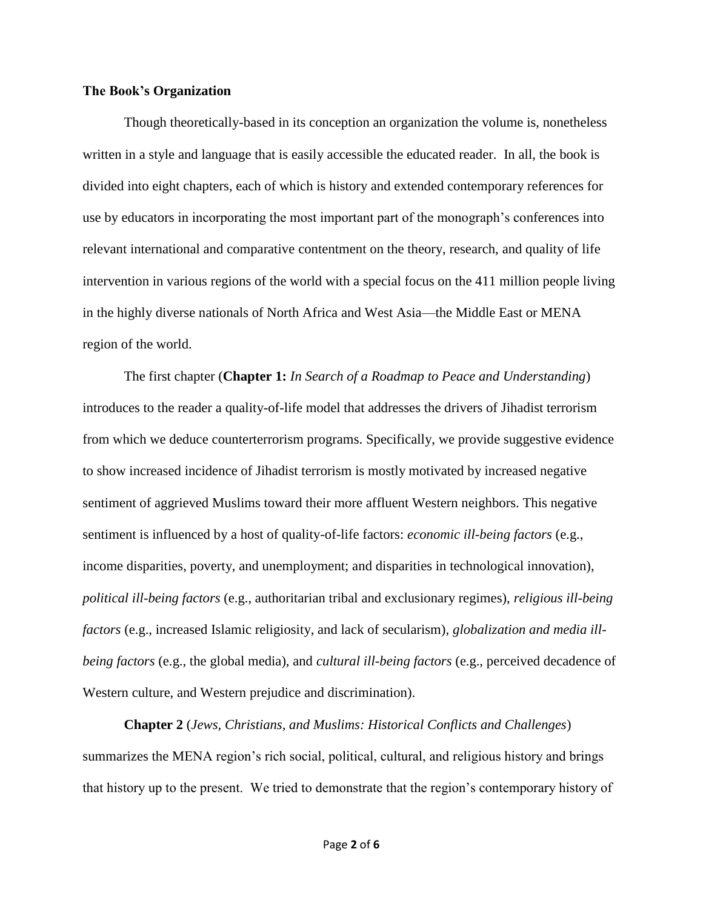**The Book's Organization**

Though theoretically-based in its conception an organization the volume is, nonetheless written in a style and language that is easily accessible the educated reader. In all, the book is divided into eight chapters, each of which is history and extended contemporary references for use by educators in incorporating the most important part of the monograph's conferences into relevant international and comparative contentment on the theory, research, and quality of life intervention in various regions of the world with a special focus on the 411 million people living in the highly diverse nationals of North Africa and West Asia—the Middle East or MENA region of the world.

The first chapter (**Chapter 1:** *In Search of a Roadmap to Peace and Understanding*) introduces to the reader a quality-of-life model that addresses the drivers of Jihadist terrorism from which we deduce counterterrorism programs. Specifically, we provide suggestive evidence to show increased incidence of Jihadist terrorism is mostly motivated by increased negative sentiment of aggrieved Muslims toward their more affluent Western neighbors. This negative sentiment is influenced by a host of quality-of-life factors: *economic ill-being factors* (e.g., income disparities, poverty, and unemployment; and disparities in technological innovation), *political ill-being factors* (e.g., authoritarian tribal and exclusionary regimes), *religious ill-being factors* (e.g., increased Islamic religiosity, and lack of secularism), *globalization and media ill-being factors* (e.g., the global media), and *cultural ill-being factors* (e.g., perceived decadence of Western culture, and Western prejudice and discrimination).

**Chapter 2** (*Jews, Christians, and Muslims: Historical Conflicts and Challenges*) summarizes the MENA region's rich social, political, cultural, and religious history and brings that history up to the present. We tried to demonstrate that the region's contemporary history of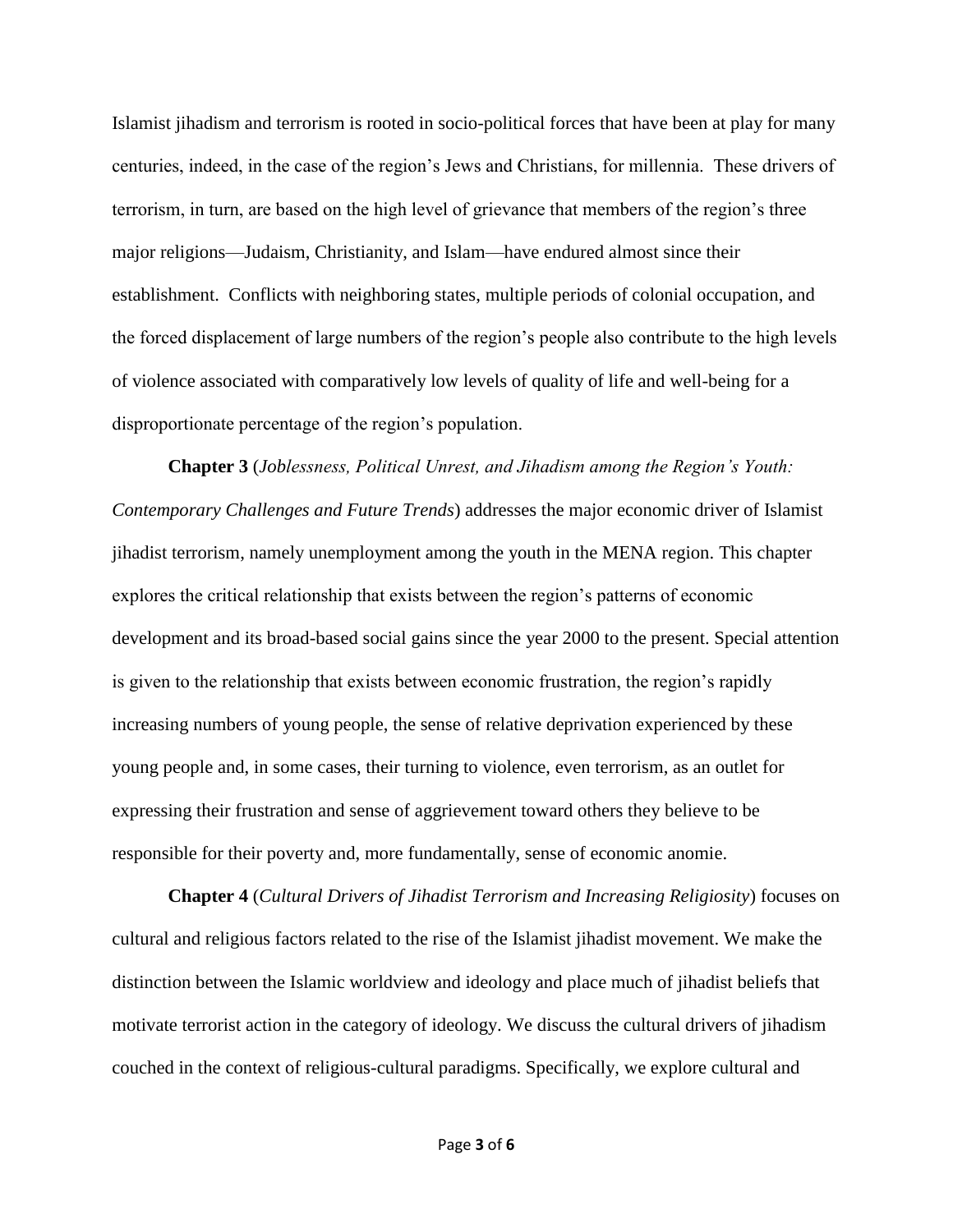Islamist jihadism and terrorism is rooted in socio-political forces that have been at play for many centuries, indeed, in the case of the region's Jews and Christians, for millennia. These drivers of terrorism, in turn, are based on the high level of grievance that members of the region's three major religions—Judaism, Christianity, and Islam—have endured almost since their establishment. Conflicts with neighboring states, multiple periods of colonial occupation, and the forced displacement of large numbers of the region's people also contribute to the high levels of violence associated with comparatively low levels of quality of life and well-being for a disproportionate percentage of the region's population.

**Chapter 3** (*Joblessness, Political Unrest, and Jihadism among the Region's Youth: Contemporary Challenges and Future Trends*) addresses the major economic driver of Islamist jihadist terrorism, namely unemployment among the youth in the MENA region. This chapter explores the critical relationship that exists between the region's patterns of economic development and its broad-based social gains since the year 2000 to the present. Special attention is given to the relationship that exists between economic frustration, the region's rapidly increasing numbers of young people, the sense of relative deprivation experienced by these young people and, in some cases, their turning to violence, even terrorism, as an outlet for expressing their frustration and sense of aggrievement toward others they believe to be responsible for their poverty and, more fundamentally, sense of economic anomie.

**Chapter 4** (*Cultural Drivers of Jihadist Terrorism and Increasing Religiosity*) focuses on cultural and religious factors related to the rise of the Islamist jihadist movement. We make the distinction between the Islamic worldview and ideology and place much of jihadist beliefs that motivate terrorist action in the category of ideology. We discuss the cultural drivers of jihadism couched in the context of religious-cultural paradigms. Specifically, we explore cultural and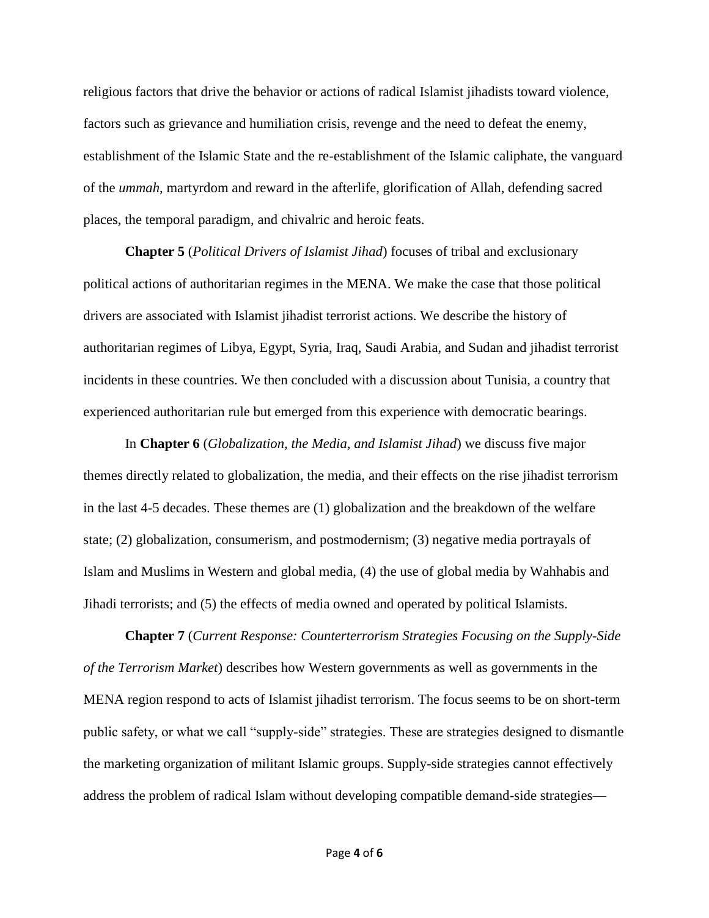religious factors that drive the behavior or actions of radical Islamist jihadists toward violence, factors such as grievance and humiliation crisis, revenge and the need to defeat the enemy, establishment of the Islamic State and the re-establishment of the Islamic caliphate, the vanguard of the *ummah*, martyrdom and reward in the afterlife, glorification of Allah, defending sacred places, the temporal paradigm, and chivalric and heroic feats.

**Chapter 5** (*Political Drivers of Islamist Jihad*) focuses of tribal and exclusionary political actions of authoritarian regimes in the MENA. We make the case that those political drivers are associated with Islamist jihadist terrorist actions. We describe the history of authoritarian regimes of Libya, Egypt, Syria, Iraq, Saudi Arabia, and Sudan and jihadist terrorist incidents in these countries. We then concluded with a discussion about Tunisia, a country that experienced authoritarian rule but emerged from this experience with democratic bearings.

In **Chapter 6** (*Globalization, the Media, and Islamist Jihad*) we discuss five major themes directly related to globalization, the media, and their effects on the rise jihadist terrorism in the last 4-5 decades. These themes are (1) globalization and the breakdown of the welfare state; (2) globalization, consumerism, and postmodernism; (3) negative media portrayals of Islam and Muslims in Western and global media, (4) the use of global media by Wahhabis and Jihadi terrorists; and (5) the effects of media owned and operated by political Islamists.

**Chapter 7** (*Current Response: Counterterrorism Strategies Focusing on the Supply-Side of the Terrorism Market*) describes how Western governments as well as governments in the MENA region respond to acts of Islamist jihadist terrorism. The focus seems to be on short-term public safety, or what we call "supply-side" strategies. These are strategies designed to dismantle the marketing organization of militant Islamic groups. Supply-side strategies cannot effectively address the problem of radical Islam without developing compatible demand-side strategies—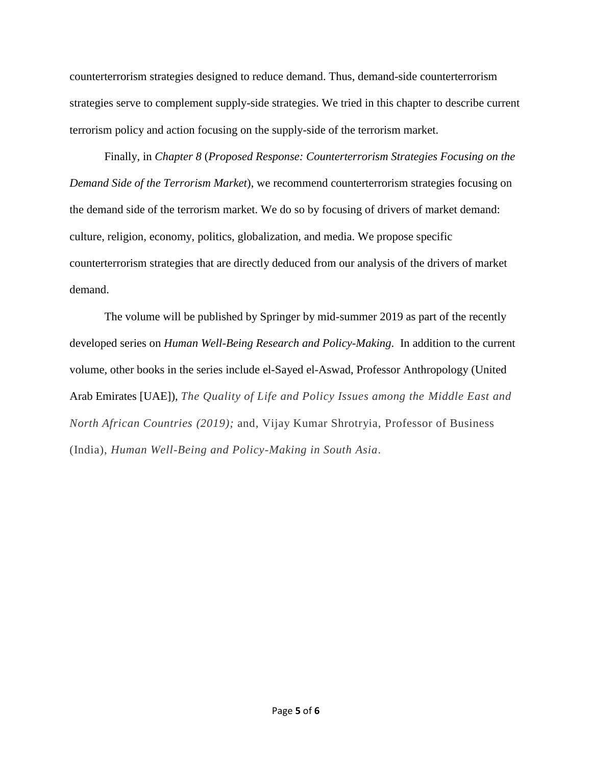counterterrorism strategies designed to reduce demand. Thus, demand-side counterterrorism strategies serve to complement supply-side strategies. We tried in this chapter to describe current terrorism policy and action focusing on the supply-side of the terrorism market.

Finally, in *Chapter 8* (*Proposed Response: Counterterrorism Strategies Focusing on the Demand Side of the Terrorism Market*), we recommend counterterrorism strategies focusing on the demand side of the terrorism market. We do so by focusing of drivers of market demand: culture, religion, economy, politics, globalization, and media. We propose specific counterterrorism strategies that are directly deduced from our analysis of the drivers of market demand.

The volume will be published by Springer by mid-summer 2019 as part of the recently developed series on *Human Well-Being Research and Policy-Making*. In addition to the current volume, other books in the series include el-Sayed el-Aswad, Professor Anthropology (United Arab Emirates [UAE]), *The Quality of Life and Policy Issues among the Middle East and North African Countries (2019);* and, Vijay Kumar Shrotryia, Professor of Business (India), *Human Well-Being and Policy-Making in South Asia*.